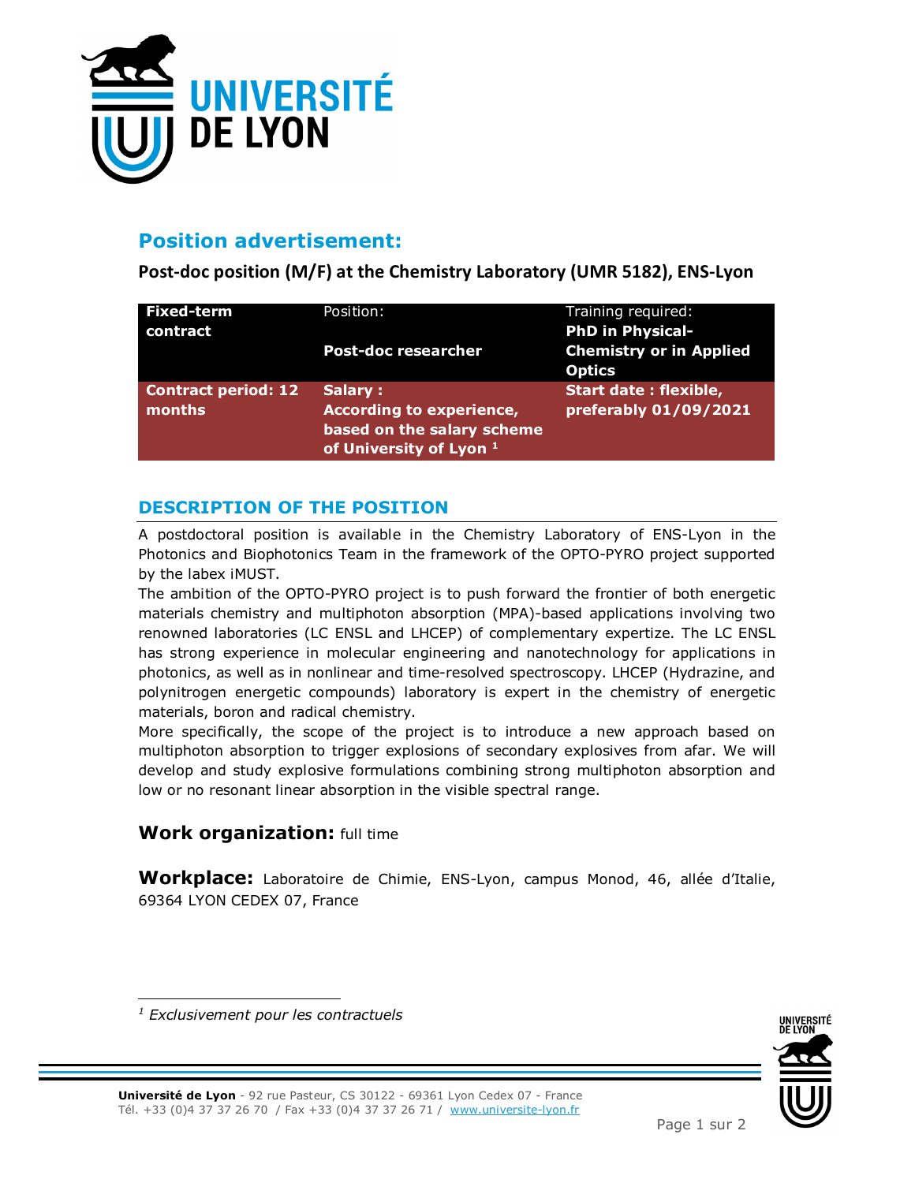## Position advertisement:

**Post-doc position (M/F) at the Chemistry Laboratory (UMR 5182), ENS-Lyon**

| **Fixed-term contract** | Position: **Post-doc researcher** | Training required: **PhD in Physical-Chemistry or in Applied Optics** |
| --- | --- | --- |
| **Contract period: 12 months** | **Salary : According to experience, based on the salary scheme of University of Lyon** [1] | **Start date : flexible, preferably 01/09/2021** |

### DESCRIPTION OF THE POSITION

A postdoctoral position is available in the Chemistry Laboratory of ENS-Lyon in the Photonics and Biophotonics Team in the framework of the OPTO-PYRO project supported by the labex iMUST.

The ambition of the OPTO-PYRO project is to push forward the frontier of both energetic materials chemistry and multiphoton absorption (MPA)-based applications involving two renowned laboratories (LC ENSL and LHCEP) of complementary expertize. The LC ENSL has strong experience in molecular engineering and nanotechnology for applications in photonics, as well as in nonlinear and time-resolved spectroscopy. LHCEP (Hydrazine, and polynitrogen energetic compounds) laboratory is expert in the chemistry of energetic materials, boron and radical chemistry.

More specifically, the scope of the project is to introduce a new approach based on multiphoton absorption to trigger explosions of secondary explosives from afar. We will develop and study explosive formulations combining strong multiphoton absorption and low or no resonant linear absorption in the visible spectral range.

**Work organization:** full time

**Workplace:** Laboratoire de Chimie, ENS-Lyon, campus Monod, 46, allée d'Italie, 69364 LYON CEDEX 07, France

[1] *Exclusivement pour les contractuels*

**Université de Lyon** - 92 rue Pasteur, CS 30122 - 69361 Lyon Cedex 07 - France
Tél. +33 (0)4 37 37 26 70 / Fax +33 (0)4 37 37 26 71 / www.universite-lyon.fr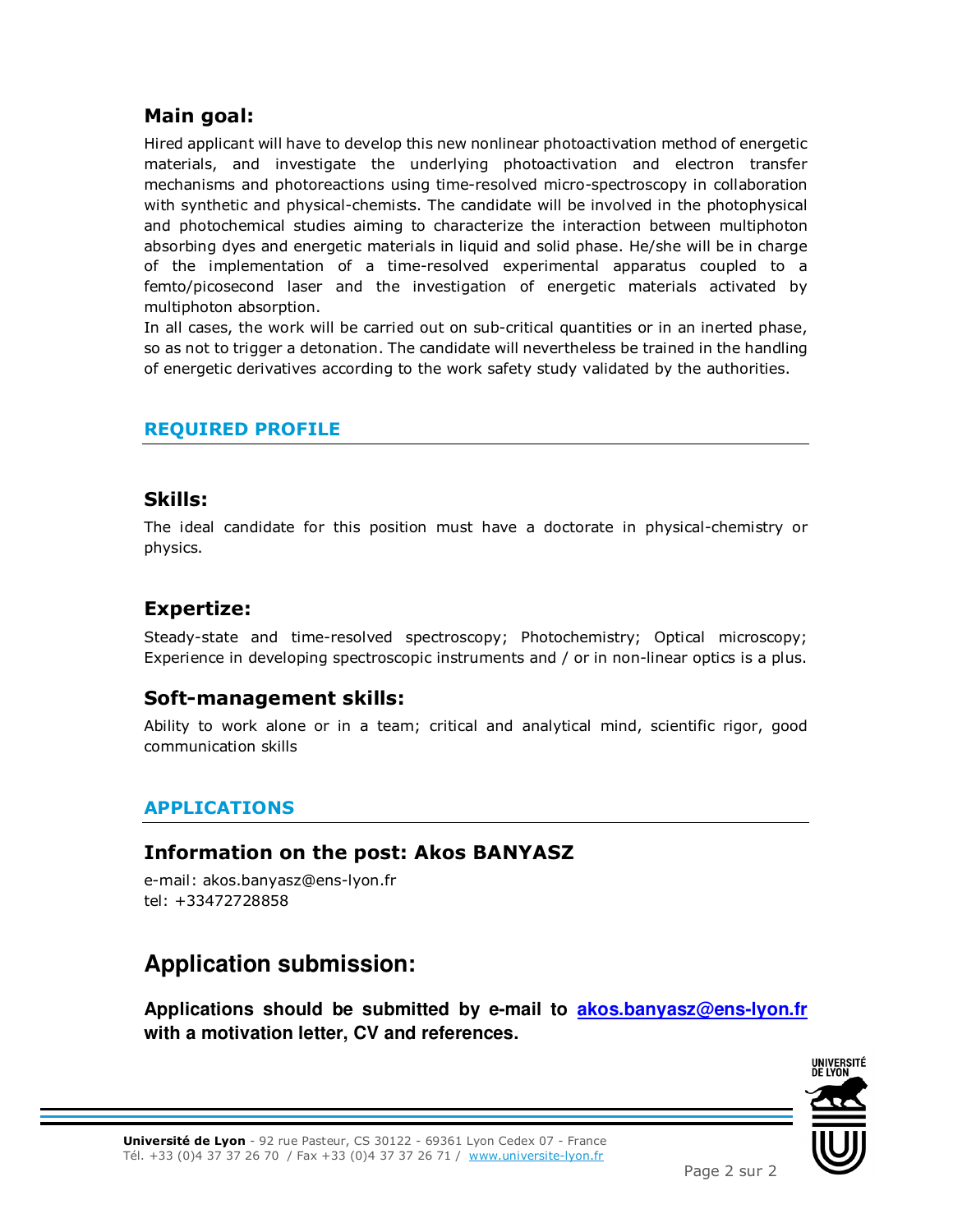### Main goal:

Hired applicant will have to develop this new nonlinear photoactivation method of energetic materials, and investigate the underlying photoactivation and electron transfer mechanisms and photoreactions using time-resolved micro-spectroscopy in collaboration with synthetic and physical-chemists. The candidate will be involved in the photophysical and photochemical studies aiming to characterize the interaction between multiphoton absorbing dyes and energetic materials in liquid and solid phase. He/she will be in charge of the implementation of a time-resolved experimental apparatus coupled to a femto/picosecond laser and the investigation of energetic materials activated by multiphoton absorption.

In all cases, the work will be carried out on sub-critical quantities or in an inerted phase, so as not to trigger a detonation. The candidate will nevertheless be trained in the handling of energetic derivatives according to the work safety study validated by the authorities.

## REQUIRED PROFILE

### Skills:

The ideal candidate for this position must have a doctorate in physical-chemistry or physics.

### Expertize:

Steady-state and time-resolved spectroscopy; Photochemistry; Optical microscopy; Experience in developing spectroscopic instruments and / or in non-linear optics is a plus.

### Soft-management skills:

Ability to work alone or in a team; critical and analytical mind, scientific rigor, good communication skills

## APPLICATIONS

### Information on the post: Akos BANYASZ

e-mail: akos.banyasz@ens-lyon.fr
tel: +33472728858

## Application submission:

**Applications should be submitted by e-mail to akos.banyasz@ens-lyon.fr with a motivation letter, CV and references.**

**Université de Lyon** - 92 rue Pasteur, CS 30122 - 69361 Lyon Cedex 07 - France
Tél. +33 (0)4 37 37 26 70 / Fax +33 (0)4 37 37 26 71 / www.universite-lyon.fr